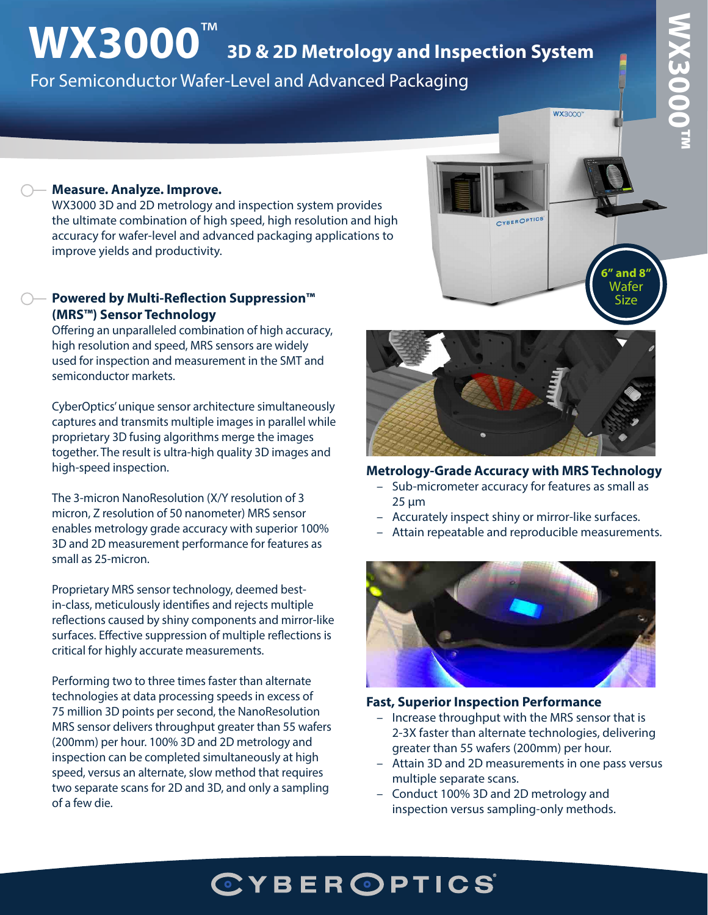# WX3000™ 3D & 2D Metrology and Inspection System

For Semiconductor Wafer-Level and Advanced Packaging

6" and 8" Wafer Size

## Measure. Analyze. Improve.

WX3000 3D and 2D metrology and inspection system provides the ultimate combination of high speed, high resolution and high accuracy for wafer-level and advanced packaging applications to improve yields and productivity.

## Powered by Multi-Reflection Suppression™ (MRS™) Sensor Technology

Offering an unparalleled combination of high accuracy, high resolution and speed, MRS sensors are widely used for inspection and measurement in the SMT and semiconductor markets.

CyberOptics' unique sensor architecture simultaneously captures and transmits multiple images in parallel while proprietary 3D fusing algorithms merge the images together. The result is ultra-high quality 3D images and high-speed inspection.

The 3-micron NanoResolution (X/Y resolution of 3 micron, Z resolution of 50 nanometer) MRS sensor enables metrology grade accuracy with superior 100% 3D and 2D measurement performance for features as small as 25-micron.

Proprietary MRS sensor technology, deemed best-in-class, meticulously identifies and rejects multiple reflections caused by shiny components and mirror-like surfaces. Effective suppression of multiple reflections is critical for highly accurate measurements.

Performing two to three times faster than alternate technologies at data processing speeds in excess of 75 million 3D points per second, the NanoResolution MRS sensor delivers throughput greater than 55 wafers (200mm) per hour. 100% 3D and 2D metrology and inspection can be completed simultaneously at high speed, versus an alternate, slow method that requires two separate scans for 2D and 3D, and only a sampling of a few die.

### Metrology-Grade Accuracy with MRS Technology

- Sub-micrometer accuracy for features as small as 25 µm
- Accurately inspect shiny or mirror-like surfaces.
- Attain repeatable and reproducible measurements.

### Fast, Superior Inspection Performance

- Increase throughput with the MRS sensor that is 2-3X faster than alternate technologies, delivering greater than 55 wafers (200mm) per hour.
- Attain 3D and 2D measurements in one pass versus multiple separate scans.
- Conduct 100% 3D and 2D metrology and inspection versus sampling-only methods.

CYBEROPTICS®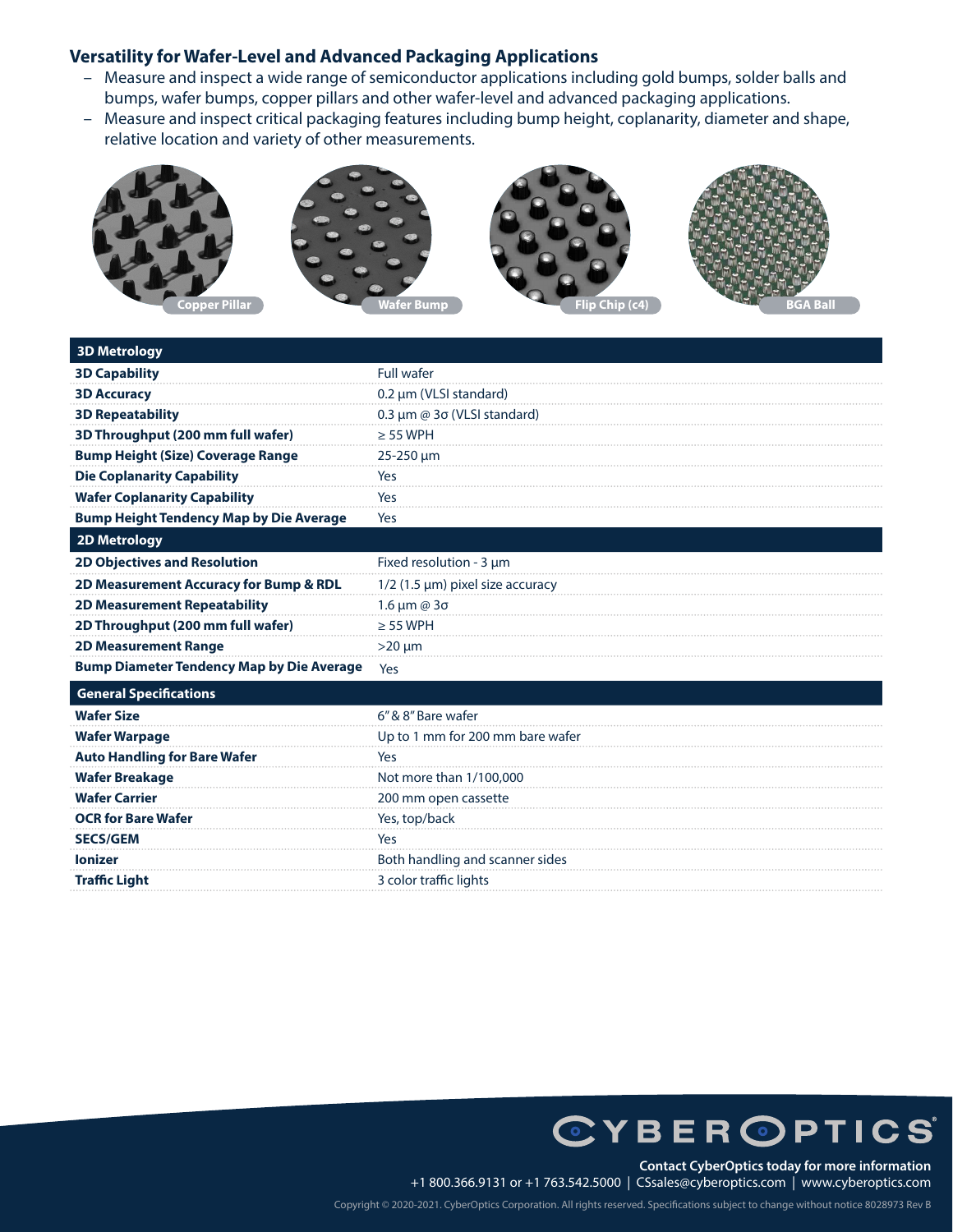## Versatility for Wafer-Level and Advanced Packaging Applications

- Measure and inspect a wide range of semiconductor applications including gold bumps, solder balls and bumps, wafer bumps, copper pillars and other wafer-level and advanced packaging applications.
- Measure and inspect critical packaging features including bump height, coplanarity, diameter and shape, relative location and variety of other measurements.

Copper Pillar

Wafer Bump

Flip Chip (c4)

BGA Ball

| **3D Metrology** | |
|---|---|
| **3D Capability** | Full wafer |
| **3D Accuracy** | 0.2 µm (VLSI standard) |
| **3D Repeatability** | 0.3 µm @ 3σ (VLSI standard) |
| **3D Throughput (200 mm full wafer)** | ≥ 55 WPH |
| **Bump Height (Size) Coverage Range** | 25-250 µm |
| **Die Coplanarity Capability** | Yes |
| **Wafer Coplanarity Capability** | Yes |
| **Bump Height Tendency Map by Die Average** | Yes |
| **2D Metrology** | |
| **2D Objectives and Resolution** | Fixed resolution - 3 µm |
| **2D Measurement Accuracy for Bump & RDL** | 1/2 (1.5 µm) pixel size accuracy |
| **2D Measurement Repeatability** | 1.6 µm @ 3σ |
| **2D Throughput (200 mm full wafer)** | ≥ 55 WPH |
| **2D Measurement Range** | >20 µm |
| **Bump Diameter Tendency Map by Die Average** | Yes |
| **General Specifications** | |
| **Wafer Size** | 6" & 8" Bare wafer |
| **Wafer Warpage** | Up to 1 mm for 200 mm bare wafer |
| **Auto Handling for Bare Wafer** | Yes |
| **Wafer Breakage** | Not more than 1/100,000 |
| **Wafer Carrier** | 200 mm open cassette |
| **OCR for Bare Wafer** | Yes, top/back |
| **SECS/GEM** | Yes |
| **Ionizer** | Both handling and scanner sides |
| **Traffic Light** | 3 color traffic lights |

CYBEROPTICS

**Contact CyberOptics today for more information**

+1 800.366.9131 or +1 763.542.5000 | CSsales@cyberoptics.com | www.cyberoptics.com

Copyright © 2020-2021. CyberOptics Corporation. All rights reserved. Specifications subject to change without notice 8028973 Rev B